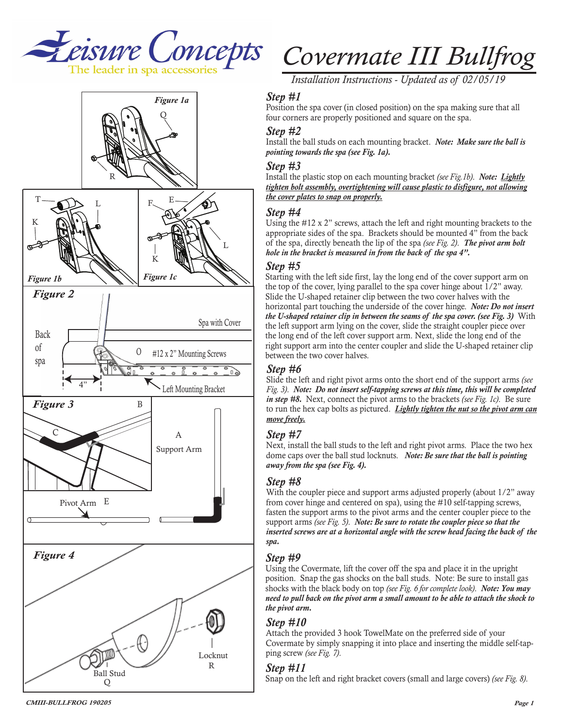Leisure Concepts
The leader in spa accessories

# Covermate III Bullfrog

*Installation Instructions - Updated as of 02/05/19*

### *Step #1*

Position the spa cover (in closed position) on the spa making sure that all four corners are properly positioned and square on the spa.

### *Step #2*

Install the ball studs on each mounting bracket. ***Note: Make sure the ball is pointing towards the spa (see Fig. 1a).***

### *Step #3*

Install the plastic stop on each mounting bracket *(see Fig.1b)*. ***Note: Lightly tighten bolt assembly, overtightening will cause plastic to disfigure, not allowing the cover plates to snap on properly.***

### *Step #4*

Using the #12 x 2" screws, attach the left and right mounting brackets to the appropriate sides of the spa. Brackets should be mounted 4" from the back of the spa, directly beneath the lip of the spa *(see Fig. 2)*. ***The pivot arm bolt hole in the bracket is measured in from the back of the spa 4".***

### *Step #5*

Starting with the left side first, lay the long end of the cover support arm on the top of the cover, lying parallel to the spa cover hinge about 1/2" away. Slide the U-shaped retainer clip between the two cover halves with the horizontal part touching the underside of the cover hinge. ***Note: Do not insert the U-shaped retainer clip in between the seams of the spa cover. (see Fig. 3)*** With the left support arm lying on the cover, slide the straight coupler piece over the long end of the left cover support arm. Next, slide the long end of the right support arm into the center coupler and slide the U-shaped retainer clip between the two cover halves.

### *Step #6*

Slide the left and right pivot arms onto the short end of the support arms *(see Fig. 3)*. ***Note: Do not insert self-tapping screws at this time, this will be completed in step #8.*** Next, connect the pivot arms to the brackets *(see Fig. 1c)*. Be sure to run the hex cap bolts as pictured. ***Lightly tighten the nut so the pivot arm can move freely.***

### *Step #7*

Next, install the ball studs to the left and right pivot arms. Place the two hex dome caps over the ball stud locknuts. ***Note: Be sure that the ball is pointing away from the spa (see Fig. 4).***

### *Step #8*

With the coupler piece and support arms adjusted properly (about 1/2" away from cover hinge and centered on spa), using the #10 self-tapping screws, fasten the support arms to the pivot arms and the center coupler piece to the support arms *(see Fig. 5)*. ***Note: Be sure to rotate the coupler piece so that the inserted screws are at a horizontal angle with the screw head facing the back of the spa.***

### *Step #9*

Using the Covermate, lift the cover off the spa and place it in the upright position. Snap the gas shocks on the ball studs. Note: Be sure to install gas shocks with the black body on top *(see Fig. 6 for complete look)*. ***Note: You may need to pull back on the pivot arm a small amount to be able to attach the shock to the pivot arm.***

### *Step #10*

Attach the provided 3 hook TowelMate on the preferred side of your Covermate by simply snapping it into place and inserting the middle self-tapping screw *(see Fig. 7)*.

### *Step #11*

Snap on the left and right bracket covers (small and large covers) *(see Fig. 8)*.

*Figure 1a*

*Figure 1b*

*Figure 1c*

*Figure 2*

*Figure 3*

*Figure 4*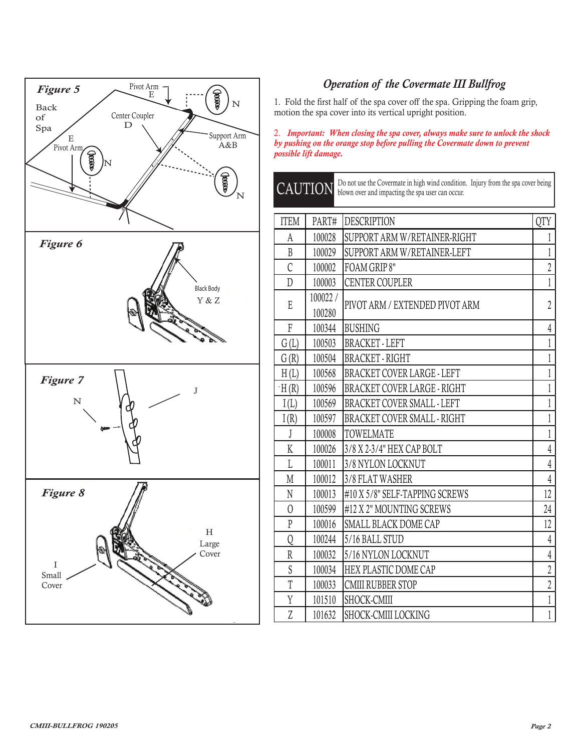Figure 5

Back of Spa

Pivot Arm E

Center Coupler D

Support Arm A&B

E Pivot Arm

N

N

N

Figure 6

Black Body Y & Z

Figure 7

N

J

Figure 8

H Large Cover

I Small Cover

## *Operation of the Covermate III Bullfrog*

1. Fold the first half of the spa cover off the spa. Gripping the foam grip, motion the spa cover into its vertical upright position.

2. ***Important: When closing the spa cover, always make sure to unlock the shock by pushing on the orange stop before pulling the Covermate down to prevent possible lift damage.***

**CAUTION** Do not use the Covermate in high wind condition. Injury from the spa cover being blown over and impacting the spa user can occur.

| ITEM | PART# | DESCRIPTION | QTY |
|---|---|---|---|
| A | 100028 | SUPPORT ARM W/RETAINER-RIGHT | 1 |
| B | 100029 | SUPPORT ARM W/RETAINER-LEFT | 1 |
| C | 100002 | FOAM GRIP 8" | 2 |
| D | 100003 | CENTER COUPLER | 1 |
| E | 100022 / 100280 | PIVOT ARM / EXTENDED PIVOT ARM | 2 |
| F | 100344 | BUSHING | 4 |
| G (L) | 100503 | BRACKET - LEFT | 1 |
| G (R) | 100504 | BRACKET - RIGHT | 1 |
| H (L) | 100568 | BRACKET COVER LARGE - LEFT | 1 |
| H (R) | 100596 | BRACKET COVER LARGE - RIGHT | 1 |
| I (L) | 100569 | BRACKET COVER SMALL - LEFT | 1 |
| I (R) | 100597 | BRACKET COVER SMALL - RIGHT | 1 |
| J | 100008 | TOWELMATE | 1 |
| K | 100026 | 3/8 X 2-3/4" HEX CAP BOLT | 4 |
| L | 100011 | 3/8 NYLON LOCKNUT | 4 |
| M | 100012 | 3/8 FLAT WASHER | 4 |
| N | 100013 | #10 X 5/8" SELF-TAPPING SCREWS | 12 |
| O | 100599 | #12 X 2" MOUNTING SCREWS | 24 |
| P | 100016 | SMALL BLACK DOME CAP | 12 |
| Q | 100244 | 5/16 BALL STUD | 4 |
| R | 100032 | 5/16 NYLON LOCKNUT | 4 |
| S | 100034 | HEX PLASTIC DOME CAP | 2 |
| T | 100033 | CMIII RUBBER STOP | 2 |
| Y | 101510 | SHOCK-CMIII | 1 |
| Z | 101632 | SHOCK-CMIII LOCKING | 1 |